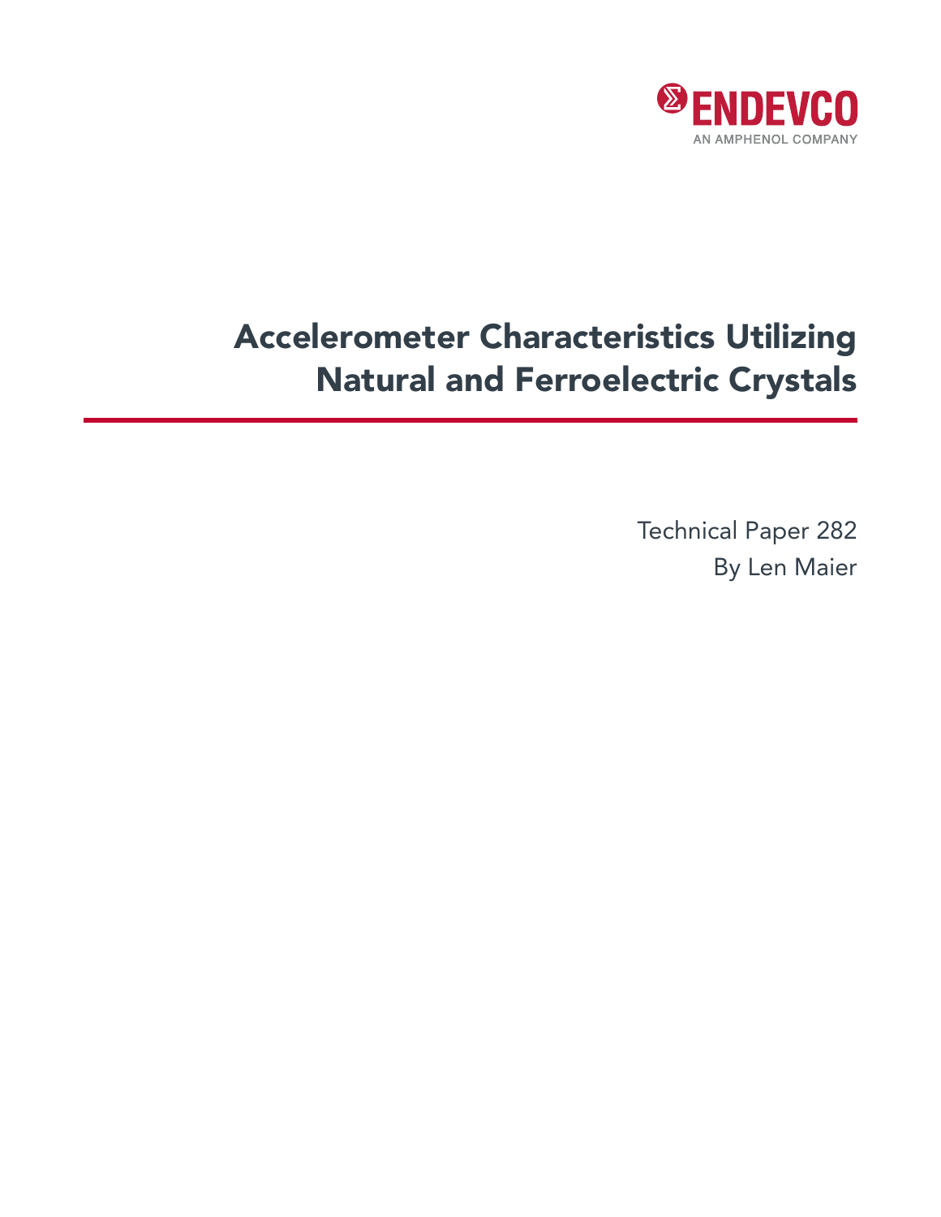ENDEVCO

AN AMPHENOL COMPANY

# Accelerometer Characteristics Utilizing Natural and Ferroelectric Crystals

Technical Paper 282

By Len Maier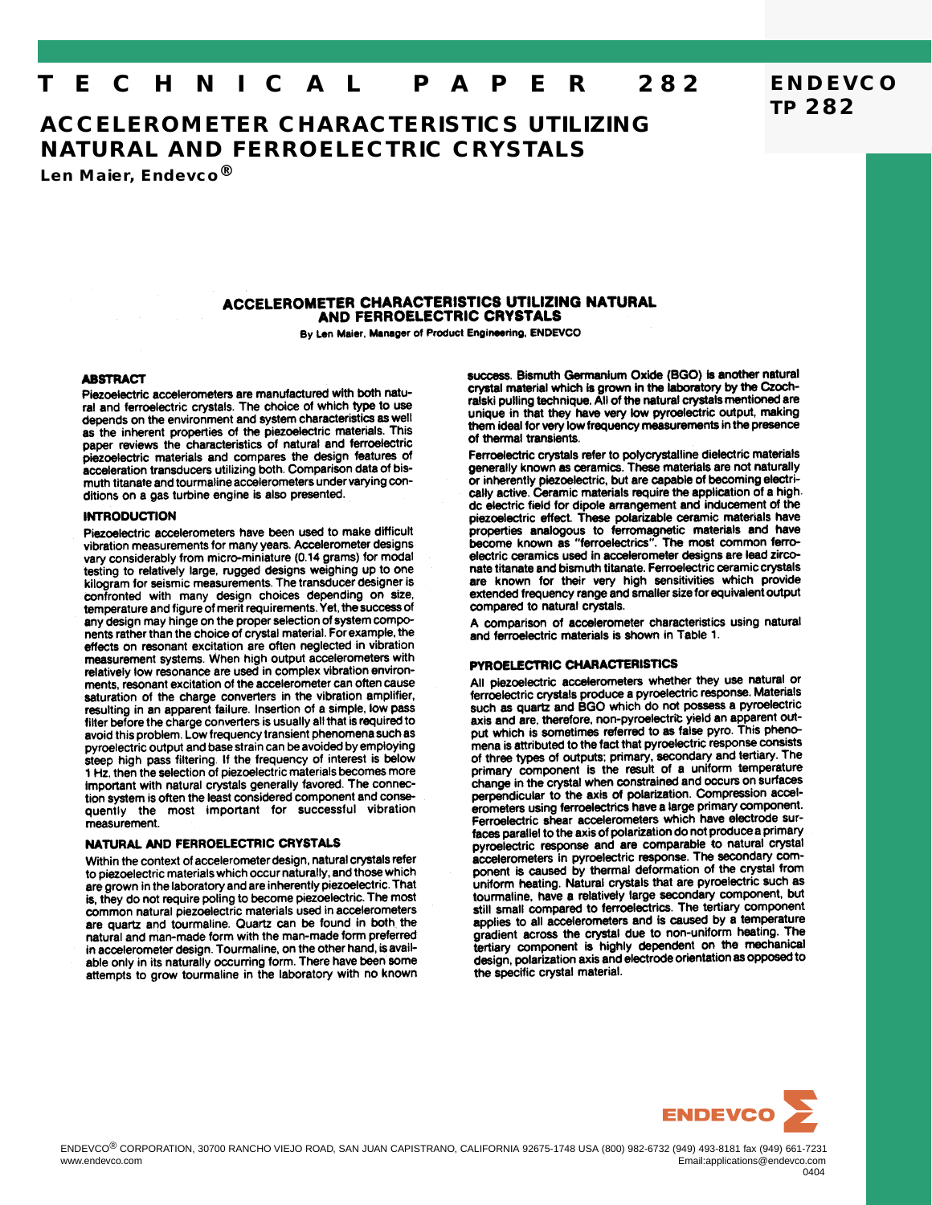# TECHNICAL PAPER 282

# ACCELEROMETER CHARACTERISTICS UTILIZING NATURAL AND FERROELECTRIC CRYSTALS

**Len Maier, Endevco®**

## ACCELEROMETER CHARACTERISTICS UTILIZING NATURAL AND FERROELECTRIC CRYSTALS

By Len Maier, Manager of Product Engineering, ENDEVCO

### ABSTRACT

Piezoelectric accelerometers are manufactured with both natural and ferroelectric crystals. The choice of which type to use depends on the environment and system characteristics as well as the inherent properties of the piezoelectric materials. This paper reviews the characteristics of natural and ferroelectric piezoelectric materials and compares the design features of acceleration transducers utilizing both. Comparison data of bismuth titanate and tourmaline accelerometers under varying conditions on a gas turbine engine is also presented.

### INTRODUCTION

Piezoelectric accelerometers have been used to make difficult vibration measurements for many years. Accelerometer designs vary considerably from micro-miniature (0.14 grams) for modal testing to relatively large, rugged designs weighing up to one kilogram for seismic measurements. The transducer designer is confronted with many design choices depending on size, temperature and figure of merit requirements. Yet, the success of any design may hinge on the proper selection of system components rather than the choice of crystal material. For example, the effects on resonant excitation are often neglected in vibration measurement systems. When high output accelerometers with relatively low resonance are used in complex vibration environments, resonant excitation of the accelerometer can often cause saturation of the charge converters in the vibration amplifier, resulting in an apparent failure. Insertion of a simple, low pass filter before the charge converters is usually all that is required to avoid this problem. Low frequency transient phenomena such as pyroelectric output and base strain can be avoided by employing steep high pass filtering. If the frequency of interest is below 1 Hz, then the selection of piezoelectric materials becomes more important with natural crystals generally favored. The connection system is often the least considered component and consequently the most important for successful vibration measurement.

### NATURAL AND FERROELECTRIC CRYSTALS

Within the context of accelerometer design, natural crystals refer to piezoelectric materials which occur naturally, and those which are grown in the laboratory and are inherently piezoelectric. That is, they do not require poling to become piezoelectric. The most common natural piezoelectric materials used in accelerometers are quartz and tourmaline. Quartz can be found in both the natural and man-made form with the man-made form preferred in accelerometer design. Tourmaline, on the other hand, is available only in its naturally occurring form. There have been some attempts to grow tourmaline in the laboratory with no known success. Bismuth Germanium Oxide (BGO) is another natural crystal material which is grown in the laboratory by the Czochralski pulling technique. All of the natural crystals mentioned are unique in that they have very low pyroelectric output, making them ideal for very low frequency measurements in the presence of thermal transients.

Ferroelectric crystals refer to polycrystalline dielectric materials generally known as ceramics. These materials are not naturally or inherently piezoelectric, but are capable of becoming electrically active. Ceramic materials require the application of a high dc electric field for dipole arrangement and inducement of the piezoelectric effect. These polarizable ceramic materials have properties analogous to ferromagnetic materials and have become known as "ferroelectrics". The most common ferroelectric ceramics used in accelerometer designs are lead zirconate titanate and bismuth titanate. Ferroelectric ceramic crystals are known for their very high sensitivities which provide extended frequency range and smaller size for equivalent output compared to natural crystals.

A comparison of accelerometer characteristics using natural and ferroelectric materials is shown in Table 1.

### PYROELECTRIC CHARACTERISTICS

All piezoelectric accelerometers whether they use natural or ferroelectric crystals produce a pyroelectric response. Materials such as quartz and BGO which do not possess a pyroelectric axis and are, therefore, non-pyroelectric yield an apparent output which is sometimes referred to as false pyro. This phenomena is attributed to the fact that pyroelectric response consists of three types of outputs; primary, secondary and tertiary. The primary component is the result of a uniform temperature change in the crystal when constrained and occurs on surfaces perpendicular to the axis of polarization. Compression accelerometers using ferroelectrics have a large primary component. Ferroelectric shear accelerometers which have electrode surfaces parallel to the axis of polarization do not produce a primary pyroelectric response and are comparable to natural crystal accelerometers in pyroelectric response. The secondary component is caused by thermal deformation of the crystal from uniform heating. Natural crystals that are pyroelectric such as tourmaline, have a relatively large secondary component, but still small compared to ferroelectrics. The tertiary component applies to all accelerometers and is caused by a temperature gradient across the crystal due to non-uniform heating. The tertiary component is highly dependent on the mechanical design, polarization axis and electrode orientation as opposed to the specific crystal material.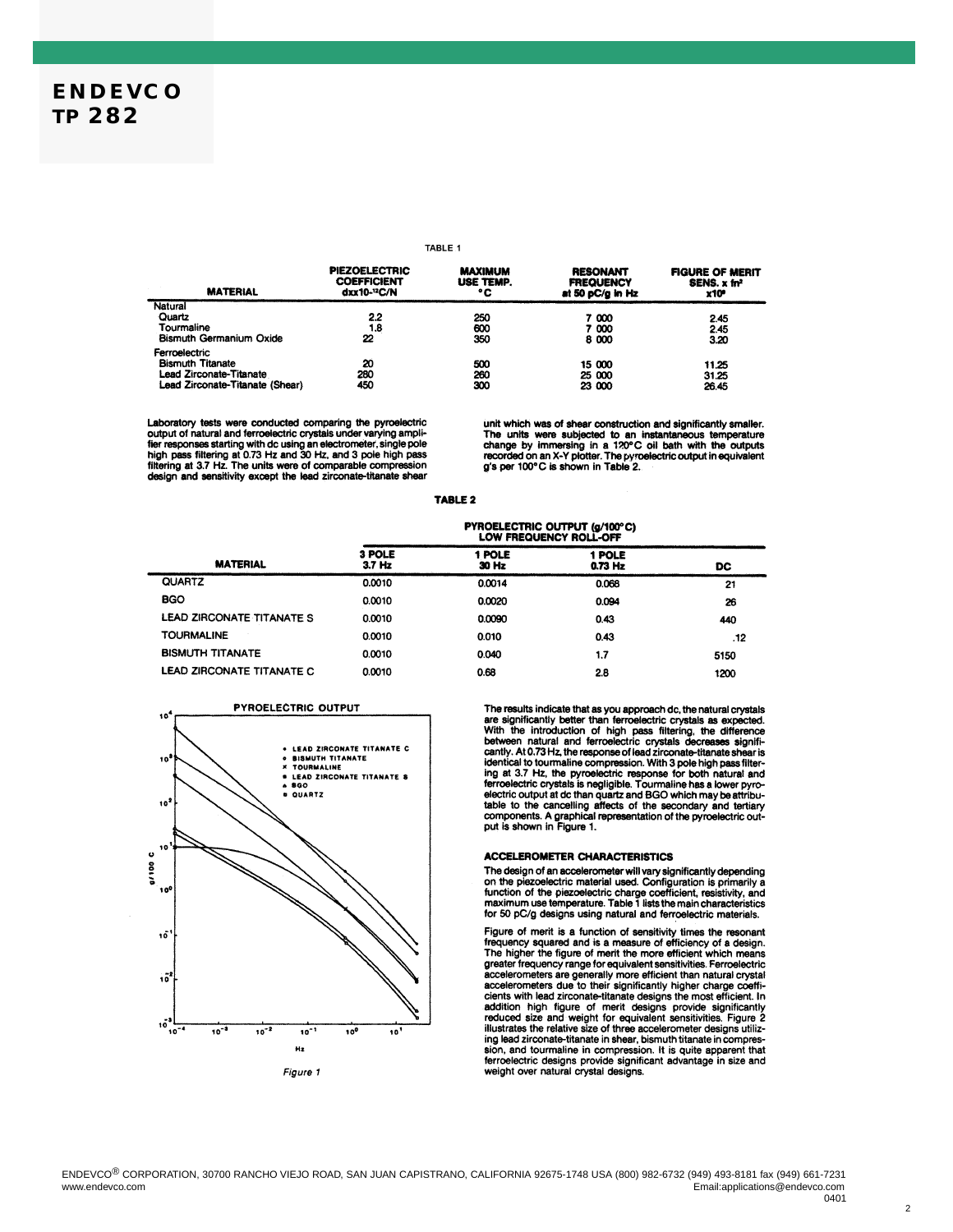TABLE 1

| MATERIAL | PIEZOELECTRIC COEFFICIENT $d_{xx} 10^{-12}$C/N | MAXIMUM USE TEMP. °C | RESONANT FREQUENCY at 50 pC/g in Hz | FIGURE OF MERIT SENS. x $fn^2$ $x10^6$ |
|---|---|---|---|---|
| Natural | | | | |
| Quartz | 2.2 | 250 | 7 000 | 2.45 |
| Tourmaline | 1.8 | 600 | 7 000 | 2.45 |
| Bismuth Germanium Oxide | 22 | 350 | 8 000 | 3.20 |
| Ferroelectric | | | | |
| Bismuth Titanate | 20 | 500 | 15 000 | 11.25 |
| Lead Zirconate-Titanate | 280 | 260 | 25 000 | 31.25 |
| Lead Zirconate-Titanate (Shear) | 450 | 300 | 23 000 | 26.45 |

Laboratory tests were conducted comparing the pyroelectric output of natural and ferroelectric crystals under varying amplifier responses starting with dc using an electrometer, single pole high pass filtering at 0.73 Hz and 30 Hz, and 3 pole high pass filtering at 3.7 Hz. The units were of comparable compression design and sensitivity except the lead zirconate-titanate shear unit which was of shear construction and significantly smaller. The units were subjected to an instantaneous temperature change by immersing in a 120°C oil bath with the outputs recorded on an X-Y plotter. The pyroelectric output in equivalent g's per 100°C is shown in Table 2.

TABLE 2

| MATERIAL | PYROELECTRIC OUTPUT (g/100°C) LOW FREQUENCY ROLL-OFF 3 POLE 3.7 Hz | 1 POLE 30 Hz | 1 POLE 0.73 Hz | DC |
|---|---|---|---|---|
| QUARTZ | 0.0010 | 0.0014 | 0.068 | 21 |
| BGO | 0.0010 | 0.0020 | 0.094 | 26 |
| LEAD ZIRCONATE TITANATE S | 0.0010 | 0.0090 | 0.43 | 440 |
| TOURMALINE | 0.0010 | 0.010 | 0.43 | .12 |
| BISMUTH TITANATE | 0.0010 | 0.040 | 1.7 | 5150 |
| LEAD ZIRCONATE TITANATE C | 0.0010 | 0.68 | 2.8 | 1200 |

Figure 1

The results indicate that as you approach dc, the natural crystals are significantly better than ferroelectric crystals as expected. With the introduction of high pass filtering, the difference between natural and ferroelectric crystals decreases significantly. At 0.73 Hz, the response of lead zirconate-titanate shear is identical to tourmaline compression. With 3 pole high pass filtering at 3.7 Hz, the pyroelectric response for both natural and ferroelectric crystals is negligible. Tourmaline has a lower pyroelectric output at dc than quartz and BGO which may be attributable to the cancelling affects of the secondary and tertiary components. A graphical representation of the pyroelectric output is shown in Figure 1.

## ACCELEROMETER CHARACTERISTICS

The design of an accelerometer will vary significantly depending on the piezoelectric material used. Configuration is primarily a function of the piezoelectric charge coefficient, resistivity, and maximum use temperature. Table 1 lists the main characteristics for 50 pC/g designs using natural and ferroelectric materials.

Figure of merit is a function of sensitivity times the resonant frequency squared and is a measure of efficiency of a design. The higher the figure of merit the more efficient which means greater frequency range for equivalent sensitivities. Ferroelectric accelerometers are generally more efficient than natural crystal accelerometers due to their significantly higher charge coefficients with lead zirconate-titanate designs the most efficient. In addition high figure of merit designs provide significantly reduced size and weight for equivalent sensitivities. Figure 2 illustrates the relative size of three accelerometer designs utilizing lead zirconate-titanate in shear, bismuth titanate in compression, and tourmaline in compression. It is quite apparent that ferroelectric designs provide significant advantage in size and weight over natural crystal designs.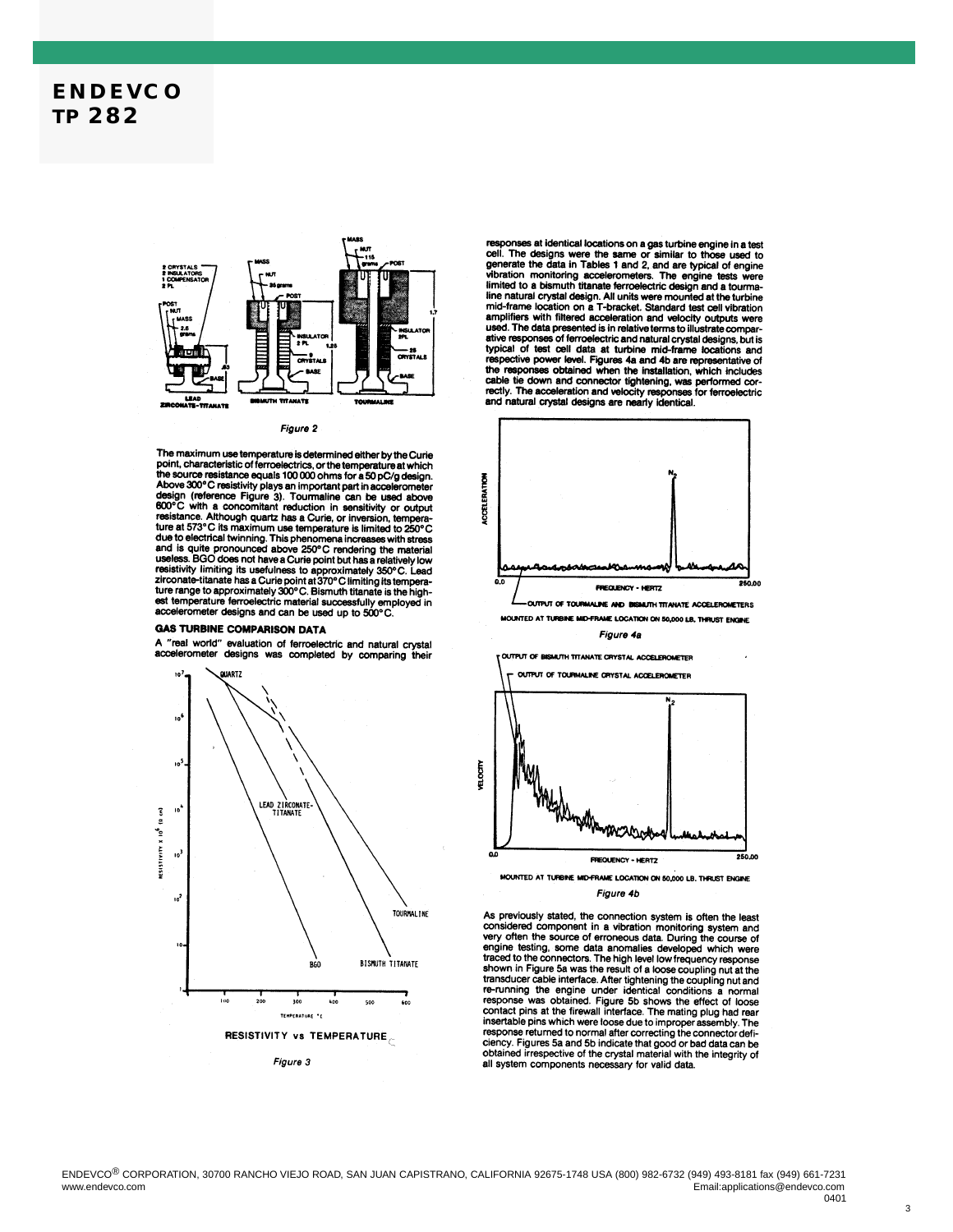Figure 2

The maximum use temperature is determined either by the Curie point, characteristic of ferroelectrics, or the temperature at which the source resistance equals 100 000 ohms for a 50 pC/g design. Above 300°C resistivity plays an important part in accelerometer design (reference Figure 3). Tourmaline can be used above 600°C with a concomitant reduction in sensitivity or output resistance. Although quartz has a Curie, or inversion, temperature at 573°C its maximum use temperature is limited to 250°C due to electrical twinning. This phenomena increases with stress and is quite pronounced above 250°C rendering the material useless. BGO does not have a Curie point but has a relatively low resistivity limiting its usefulness to approximately 350°C. Lead zirconate-titanate has a Curie point at 370°C limiting its temperature range to approximately 300°C. Bismuth titanate is the highest temperature ferroelectric material successfully employed in accelerometer designs and can be used up to 500°C.

### GAS TURBINE COMPARISON DATA

A "real world" evaluation of ferroelectric and natural crystal accelerometer designs was completed by comparing their responses at identical locations on a gas turbine engine in a test cell. The designs were the same or similar to those used to generate the data in Tables 1 and 2, and are typical of engine vibration monitoring accelerometers. The engine tests were limited to a bismuth titanate ferroelectric design and a tourmaline natural crystal design. All units were mounted at the turbine mid-frame location on a T-bracket. Standard test cell vibration amplifiers with filtered acceleration and velocity outputs were used. The data presented is in relative terms to illustrate comparative responses of ferroelectric and natural crystal designs, but is typical of test cell data at turbine mid-frame locations and respective power level. Figures 4a and 4b are representative of the responses obtained when the installation, which includes cable tie down and connector tightening, was performed correctly. The acceleration and velocity responses for ferroelectric and natural crystal designs are nearly identical.

RESISTIVITY vs TEMPERATURE

Figure 3

OUTPUT OF TOURMALINE AND BISMUTH TITANATE ACCELEROMETERS MOUNTED AT TURBINE MID-FRAME LOCATION ON 50,000 LB. THRUST ENGINE

Figure 4a

MOUNTED AT TURBINE MID-FRAME LOCATION ON 50,000 LB. THRUST ENGINE

Figure 4b

As previously stated, the connection system is often the least considered component in a vibration monitoring system and very often the source of erroneous data. During the course of engine testing, some data anomalies developed which were traced to the connectors. The high level low frequency response shown in Figure 5a was the result of a loose coupling nut at the transducer cable interface. After tightening the coupling nut and re-running the engine under identical conditions a normal response was obtained. Figure 5b shows the effect of loose contact pins at the firewall interface. The mating plug had rear insertable pins which were loose due to improper assembly. The response returned to normal after correcting the connector deficiency. Figures 5a and 5b indicate that good or bad data can be obtained irrespective of the crystal material with the integrity of all system components necessary for valid data.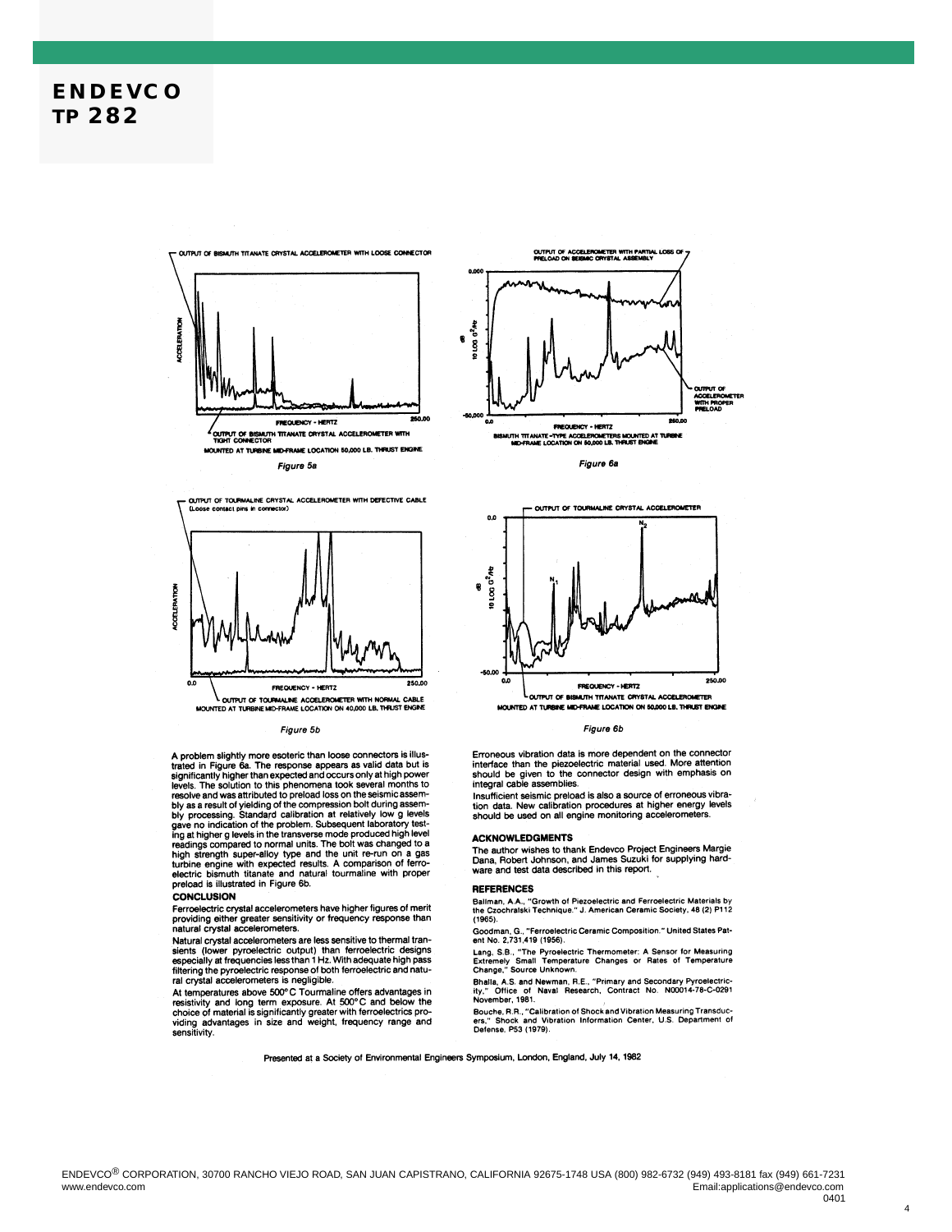OUTPUT OF BISMUTH TITANATE CRYSTAL ACCELEROMETER WITH LOOSE CONNECTOR

OUTPUT OF BISMUTH TITANATE CRYSTAL ACCELEROMETER WITH TIGHT CONNECTOR
MOUNTED AT TURBINE MID-FRAME LOCATION 50,000 LB. THRUST ENGINE

*Figure 5a*

OUTPUT OF ACCELEROMETER WITH PARTIAL LOSS OF PRELOAD ON SEISMIC CRYSTAL ASSEMBLY

OUTPUT OF ACCELEROMETER WITH PROPER PRELOAD

BISMUTH TITANATE -TYPE ACCELEROMETERS MOUNTED AT TURBINE MID-FRAME LOCATION ON 50,000 LB. THRUST ENGINE

*Figure 6a*

OUTPUT OF TOURMALINE CRYSTAL ACCELEROMETER WITH DEFECTIVE CABLE (Loose contact pins in connector)

OUTPUT OF TOURMALINE CRYSTAL ACCELEROMETER WITH NORMAL CABLE
MOUNTED AT TURBINE MID-FRAME LOCATION ON 40,000 LB. THRUST ENGINE

*Figure 5b*

OUTPUT OF TOURMALINE CRYSTAL ACCELEROMETER

OUTPUT OF BISMUTH TITANATE CRYSTAL ACCELEROMETER
MOUNTED AT TURBINE MID-FRAME LOCATION ON 50,000 LB. THRUST ENGINE

*Figure 6b*

A problem slightly more esoteric than loose connectors is illustrated in Figure 6a. The response appears as valid data but is significantly higher than expected and occurs only at high power levels. The solution to this phenomena took several months to resolve and was attributed to preload loss on the seismic assembly as a result of yielding of the compression bolt during assembly processing. Standard calibration at relatively low g levels gave no indication of the problem. Subsequent laboratory testing at higher g levels in the transverse mode produced high level readings compared to normal units. The bolt was changed to a high strength super-alloy type and the unit re-run on a gas turbine engine with expected results. A comparison of ferroelectric bismuth titanate and natural tourmaline with proper preload is illustrated in Figure 6b.

## CONCLUSION

Ferroelectric crystal accelerometers have higher figures of merit providing either greater sensitivity or frequency response than natural crystal accelerometers.

Natural crystal accelerometers are less sensitive to thermal transients (lower pyroelectric output) than ferroelectric designs especially at frequencies less than 1 Hz. With adequate high pass filtering the pyroelectric response of both ferroelectric and natural crystal accelerometers is negligible.

At temperatures above 500°C Tourmaline offers advantages in resistivity and long term exposure. At 500°C and below the choice of material is significantly greater with ferroelectrics providing advantages in size and weight, frequency range and sensitivity.

Erroneous vibration data is more dependent on the connector interface than the piezoelectric material used. More attention should be given to the connector design with emphasis on integral cable assemblies.

Insufficient seismic preload is also a source of erroneous vibration data. New calibration procedures at higher energy levels should be used on all engine monitoring accelerometers.

## ACKNOWLEDGMENTS

The author wishes to thank Endevco Project Engineers Margie Dana, Robert Johnson, and James Suzuki for supplying hardware and test data described in this report.

## REFERENCES

Ballman, A.A., "Growth of Piezoelectric and Ferroelectric Materials by the Czochralski Technique." J. American Ceramic Society, 48 (2) P112 (1965).

Goodman, G., "Ferroelectric Ceramic Composition." United States Patent No. 2,731,419 (1956).

Lang, S.B., "The Pyroelectric Thermometer: A Sensor for Measuring Extremely Small Temperature Changes or Rates of Temperature Change." Source Unknown.

Bhalla, A.S. and Newman, R.E., "Primary and Secondary Pyroelectricity," Office of Naval Research, Contract No. N00014-78-C-0291 November, 1981.

Bouche, R.R., "Calibration of Shock and Vibration Measuring Transducers," Shock and Vibration Information Center, U.S. Department of Defense, P53 (1979).

Presented at a Society of Environmental Engineers Symposium, London, England, July 14, 1982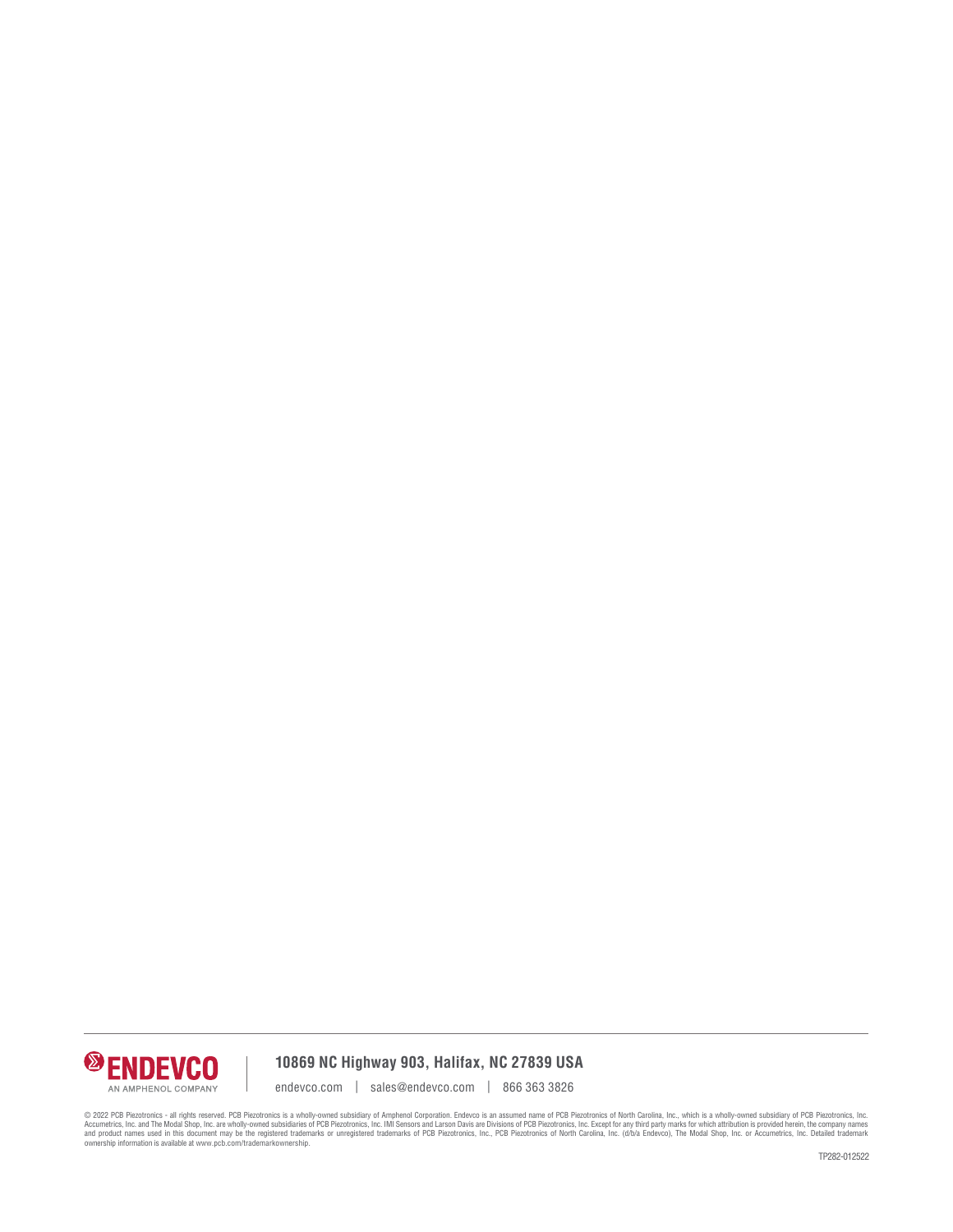ENDEVCO
AN AMPHENOL COMPANY

**10869 NC Highway 903, Halifax, NC 27839 USA**

endevco.com | sales@endevco.com | 866 363 3826

© 2022 PCB Piezotronics - all rights reserved. PCB Piezotronics is a wholly-owned subsidiary of Amphenol Corporation. Endevco is an assumed name of PCB Piezotronics of North Carolina, Inc., which is a wholly-owned subsidiary of PCB Piezotronics, Inc. Accumetrics, Inc. and The Modal Shop, Inc. are wholly-owned subsidiaries of PCB Piezotronics, Inc. IMI Sensors and Larson Davis are Divisions of PCB Piezotronics, Inc. Except for any third party marks for which attribution is provided herein, the company names and product names used in this document may be the registered trademarks or unregistered trademarks of PCB Piezotronics, Inc., PCB Piezotronics of North Carolina, Inc. (d/b/a Endevco), The Modal Shop, Inc. or Accumetrics, Inc. Detailed trademark ownership information is available at www.pcb.com/trademarkownership.

TP282-012522